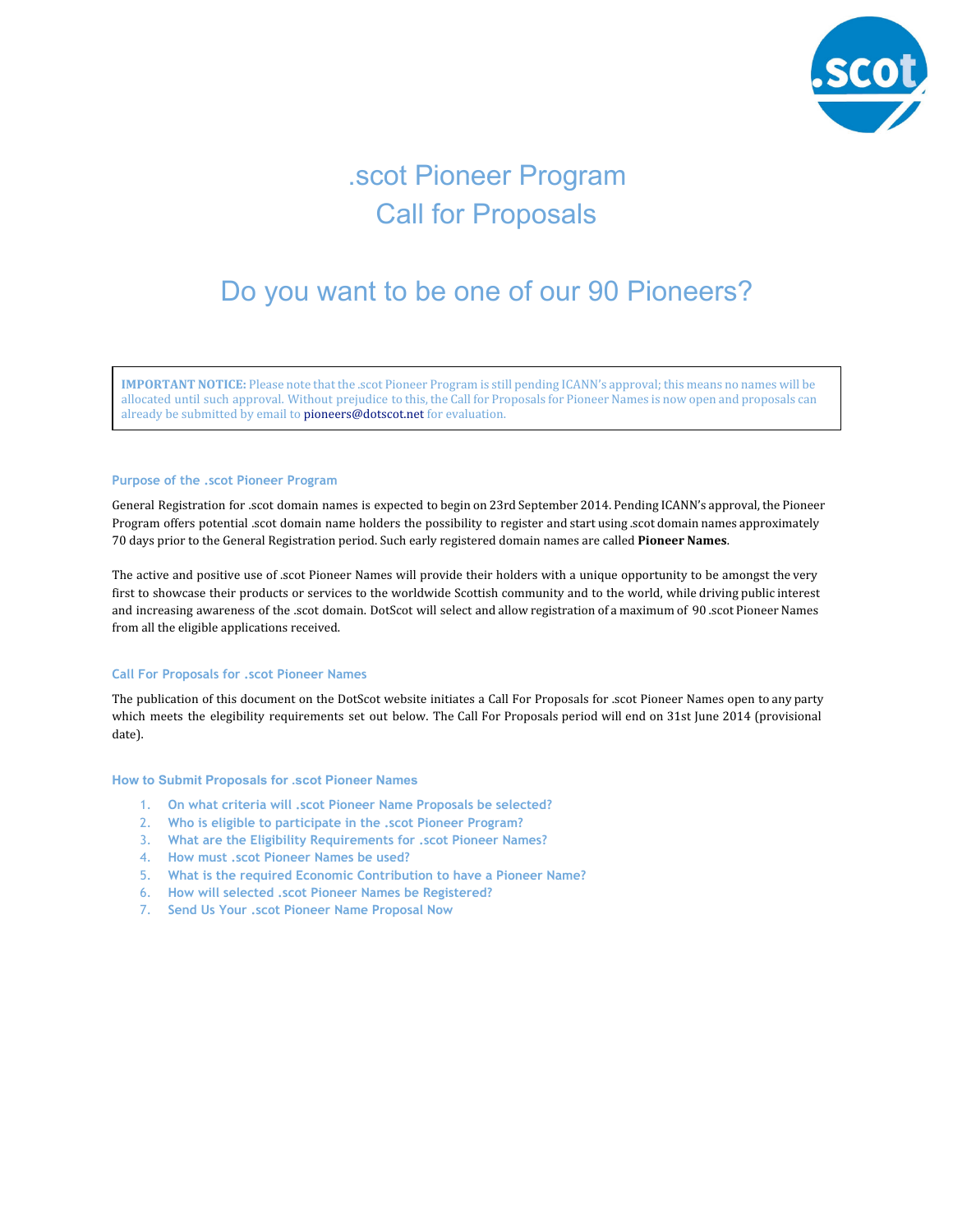# .scot Pioneer Program
# Call for Proposals

## Do you want to be one of our 90 Pioneers?

> **IMPORTANT NOTICE:** Please note that the .scot Pioneer Program is still pending ICANN's approval; this means no names will be allocated until such approval. Without prejudice to this, the Call for Proposals for Pioneer Names is now open and proposals can already be submitted by email to pioneers@dotscot.net for evaluation.

### Purpose of the .scot Pioneer Program

General Registration for .scot domain names is expected to begin on 23rd September 2014. Pending ICANN's approval, the Pioneer Program offers potential .scot domain name holders the possibility to register and start using .scot domain names approximately 70 days prior to the General Registration period. Such early registered domain names are called **Pioneer Names**.

The active and positive use of .scot Pioneer Names will provide their holders with a unique opportunity to be amongst the very first to showcase their products or services to the worldwide Scottish community and to the world, while driving public interest and increasing awareness of the .scot domain. DotScot will select and allow registration of a maximum of 90 .scot Pioneer Names from all the eligible applications received.

### Call For Proposals for .scot Pioneer Names

The publication of this document on the DotScot website initiates a Call For Proposals for .scot Pioneer Names open to any party which meets the elegibility requirements set out below. The Call For Proposals period will end on 31st June 2014 (provisional date).

### How to Submit Proposals for .scot Pioneer Names

1. On what criteria will .scot Pioneer Name Proposals be selected?
2. Who is eligible to participate in the .scot Pioneer Program?
3. What are the Eligibility Requirements for .scot Pioneer Names?
4. How must .scot Pioneer Names be used?
5. What is the required Economic Contribution to have a Pioneer Name?
6. How will selected .scot Pioneer Names be Registered?
7. Send Us Your .scot Pioneer Name Proposal Now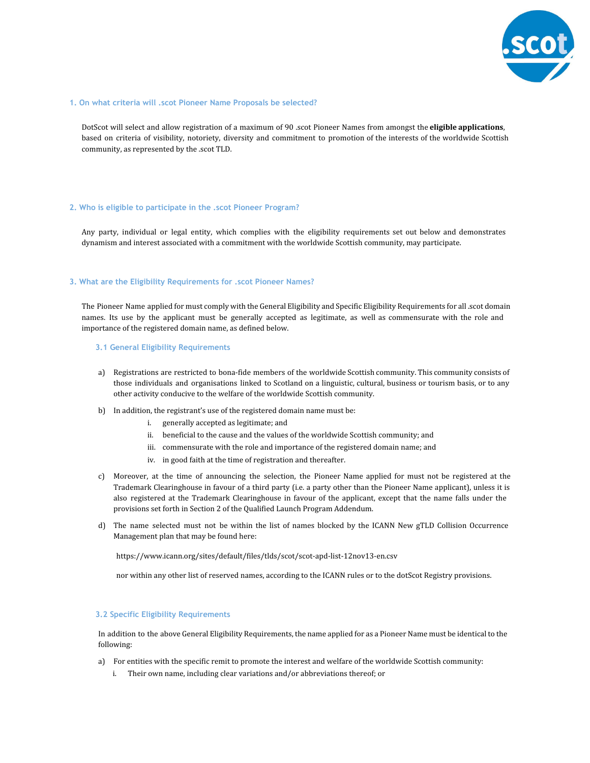### 1. On what criteria will .scot Pioneer Name Proposals be selected?

DotScot will select and allow registration of a maximum of 90 .scot Pioneer Names from amongst the **eligible applications**, based on criteria of visibility, notoriety, diversity and commitment to promotion of the interests of the worldwide Scottish community, as represented by the .scot TLD.

### 2. Who is eligible to participate in the .scot Pioneer Program?

Any party, individual or legal entity, which complies with the eligibility requirements set out below and demonstrates dynamism and interest associated with a commitment with the worldwide Scottish community, may participate.

### 3. What are the Eligibility Requirements for .scot Pioneer Names?

The Pioneer Name applied for must comply with the General Eligibility and Specific Eligibility Requirements for all .scot domain names. Its use by the applicant must be generally accepted as legitimate, as well as commensurate with the role and importance of the registered domain name, as defined below.

#### 3.1 General Eligibility Requirements

a) Registrations are restricted to bona-fide members of the worldwide Scottish community. This community consists of those individuals and organisations linked to Scotland on a linguistic, cultural, business or tourism basis, or to any other activity conducive to the welfare of the worldwide Scottish community.

b) In addition, the registrant's use of the registered domain name must be:
   i. generally accepted as legitimate; and
   ii. beneficial to the cause and the values of the worldwide Scottish community; and
   iii. commensurate with the role and importance of the registered domain name; and
   iv. in good faith at the time of registration and thereafter.

c) Moreover, at the time of announcing the selection, the Pioneer Name applied for must not be registered at the Trademark Clearinghouse in favour of a third party (i.e. a party other than the Pioneer Name applicant), unless it is also registered at the Trademark Clearinghouse in favour of the applicant, except that the name falls under the provisions set forth in Section 2 of the Qualified Launch Program Addendum.

d) The name selected must not be within the list of names blocked by the ICANN New gTLD Collision Occurrence Management plan that may be found here:

   https://www.icann.org/sites/default/files/tlds/scot/scot-apd-list-12nov13-en.csv

   nor within any other list of reserved names, according to the ICANN rules or to the dotScot Registry provisions.

#### 3.2 Specific Eligibility Requirements

In addition to the above General Eligibility Requirements, the name applied for as a Pioneer Name must be identical to the following:

a) For entities with the specific remit to promote the interest and welfare of the worldwide Scottish community:
   i. Their own name, including clear variations and/or abbreviations thereof; or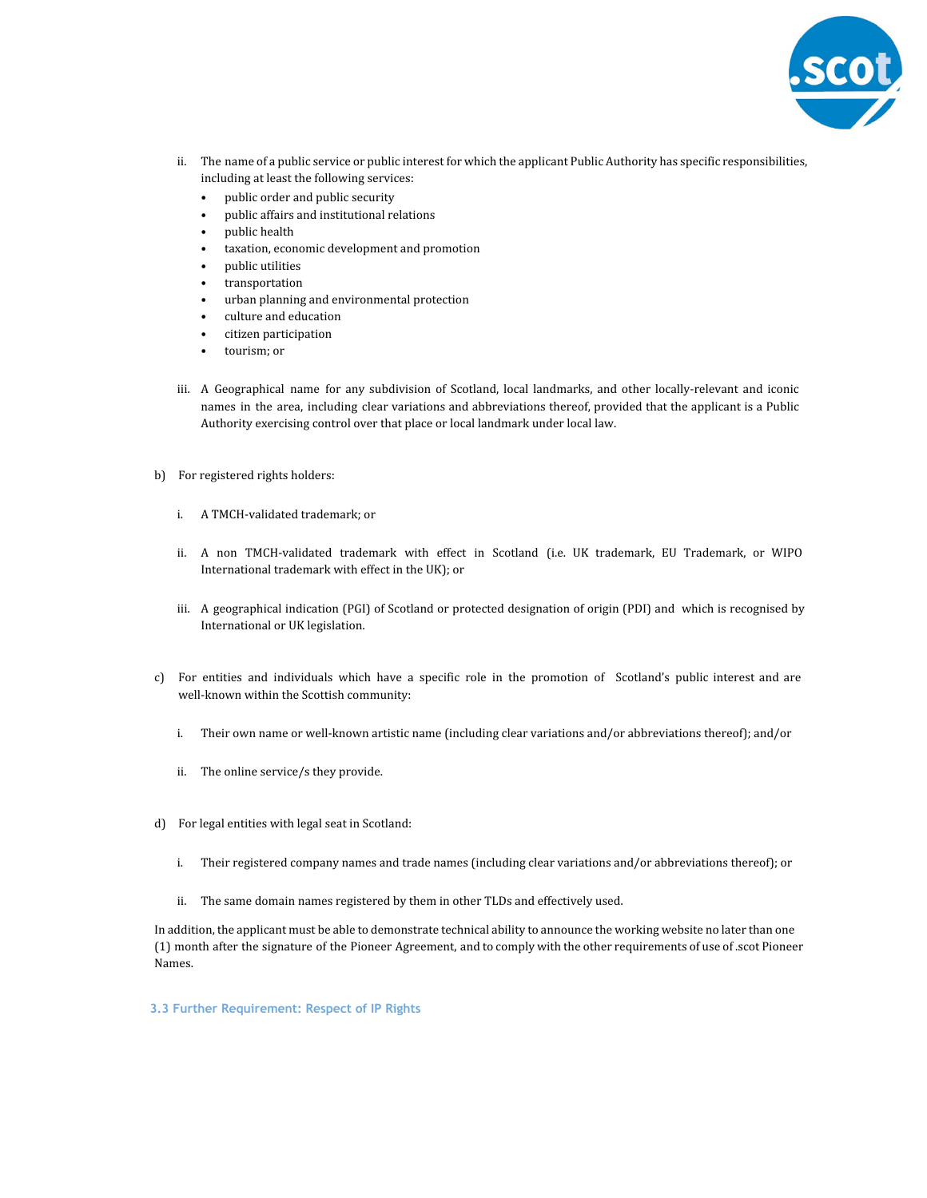ii. The name of a public service or public interest for which the applicant Public Authority has specific responsibilities, including at least the following services:
      - public order and public security
      - public affairs and institutional relations
      - public health
      - taxation, economic development and promotion
      - public utilities
      - transportation
      - urban planning and environmental protection
      - culture and education
      - citizen participation
      - tourism; or

   iii. A Geographical name for any subdivision of Scotland, local landmarks, and other locally-relevant and iconic names in the area, including clear variations and abbreviations thereof, provided that the applicant is a Public Authority exercising control over that place or local landmark under local law.

b) For registered rights holders:

   i. A TMCH-validated trademark; or

   ii. A non TMCH-validated trademark with effect in Scotland (i.e. UK trademark, EU Trademark, or WIPO International trademark with effect in the UK); or

   iii. A geographical indication (PGI) of Scotland or protected designation of origin (PDI) and which is recognised by International or UK legislation.

c) For entities and individuals which have a specific role in the promotion of Scotland's public interest and are well-known within the Scottish community:

   i. Their own name or well-known artistic name (including clear variations and/or abbreviations thereof); and/or

   ii. The online service/s they provide.

d) For legal entities with legal seat in Scotland:

   i. Their registered company names and trade names (including clear variations and/or abbreviations thereof); or

   ii. The same domain names registered by them in other TLDs and effectively used.

In addition, the applicant must be able to demonstrate technical ability to announce the working website no later than one (1) month after the signature of the Pioneer Agreement, and to comply with the other requirements of use of .scot Pioneer Names.

### 3.3 Further Requirement: Respect of IP Rights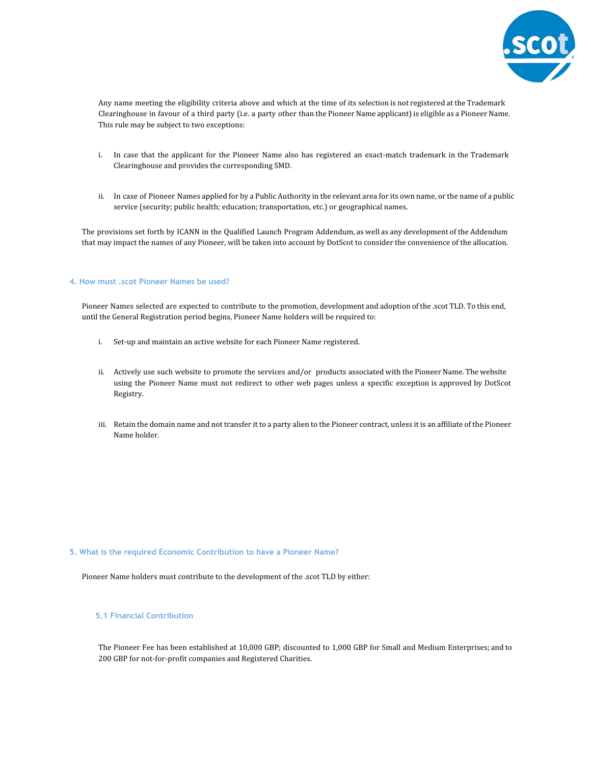Any name meeting the eligibility criteria above and which at the time of its selection is not registered at the Trademark Clearinghouse in favour of a third party (i.e. a party other than the Pioneer Name applicant) is eligible as a Pioneer Name. This rule may be subject to two exceptions:

i. In case that the applicant for the Pioneer Name also has registered an exact-match trademark in the Trademark Clearinghouse and provides the corresponding SMD.

ii. In case of Pioneer Names applied for by a Public Authority in the relevant area for its own name, or the name of a public service (security; public health; education; transportation, etc.) or geographical names.

The provisions set forth by ICANN in the Qualified Launch Program Addendum, as well as any development of the Addendum that may impact the names of any Pioneer, will be taken into account by DotScot to consider the convenience of the allocation.

#### 4. How must .scot Pioneer Names be used?

Pioneer Names selected are expected to contribute to the promotion, development and adoption of the .scot TLD. To this end, until the General Registration period begins, Pioneer Name holders will be required to:

i. Set-up and maintain an active website for each Pioneer Name registered.

ii. Actively use such website to promote the services and/or products associated with the Pioneer Name. The website using the Pioneer Name must not redirect to other web pages unless a specific exception is approved by DotScot Registry.

iii. Retain the domain name and not transfer it to a party alien to the Pioneer contract, unless it is an affiliate of the Pioneer Name holder.

#### 5. What is the required Economic Contribution to have a Pioneer Name?

Pioneer Name holders must contribute to the development of the .scot TLD by either:

##### 5.1 Financial Contribution

The Pioneer Fee has been established at 10,000 GBP; discounted to 1,000 GBP for Small and Medium Enterprises; and to 200 GBP for not-for-profit companies and Registered Charities.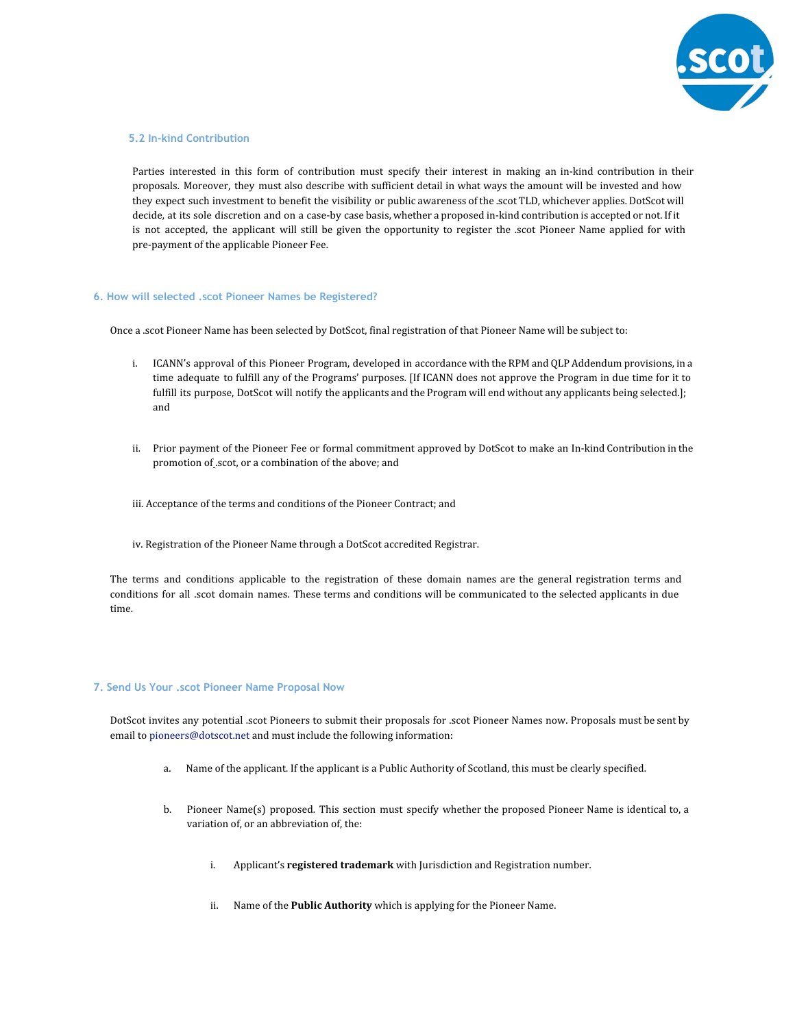### 5.2 In-kind Contribution

Parties interested in this form of contribution must specify their interest in making an in-kind contribution in their proposals. Moreover, they must also describe with sufficient detail in what ways the amount will be invested and how they expect such investment to benefit the visibility or public awareness of the .scot TLD, whichever applies. DotScot will decide, at its sole discretion and on a case-by case basis, whether a proposed in-kind contribution is accepted or not. If it is not accepted, the applicant will still be given the opportunity to register the .scot Pioneer Name applied for with pre-payment of the applicable Pioneer Fee.

## 6. How will selected .scot Pioneer Names be Registered?

Once a .scot Pioneer Name has been selected by DotScot, final registration of that Pioneer Name will be subject to:

i. ICANN's approval of this Pioneer Program, developed in accordance with the RPM and QLP Addendum provisions, in a time adequate to fulfill any of the Programs' purposes. [If ICANN does not approve the Program in due time for it to fulfill its purpose, DotScot will notify the applicants and the Program will end without any applicants being selected.]; and

ii. Prior payment of the Pioneer Fee or formal commitment approved by DotScot to make an In-kind Contribution in the promotion of .scot, or a combination of the above; and

iii. Acceptance of the terms and conditions of the Pioneer Contract; and

iv. Registration of the Pioneer Name through a DotScot accredited Registrar.

The terms and conditions applicable to the registration of these domain names are the general registration terms and conditions for all .scot domain names. These terms and conditions will be communicated to the selected applicants in due time.

## 7. Send Us Your .scot Pioneer Name Proposal Now

DotScot invites any potential .scot Pioneers to submit their proposals for .scot Pioneer Names now. Proposals must be sent by email to pioneers@dotscot.net and must include the following information:

a. Name of the applicant. If the applicant is a Public Authority of Scotland, this must be clearly specified.

b. Pioneer Name(s) proposed. This section must specify whether the proposed Pioneer Name is identical to, a variation of, or an abbreviation of, the:

    i. Applicant's **registered trademark** with Jurisdiction and Registration number.

    ii. Name of the **Public Authority** which is applying for the Pioneer Name.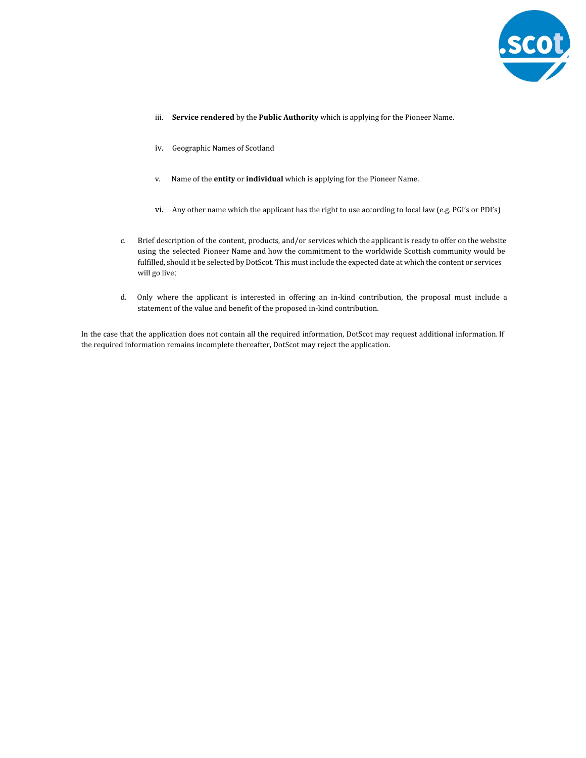iii. **Service rendered** by the **Public Authority** which is applying for the Pioneer Name.

iv. Geographic Names of Scotland

v. Name of the **entity** or **individual** which is applying for the Pioneer Name.

vi. Any other name which the applicant has the right to use according to local law (e.g. PGI's or PDI's)

c. Brief description of the content, products, and/or services which the applicant is ready to offer on the website using the selected Pioneer Name and how the commitment to the worldwide Scottish community would be fulfilled, should it be selected by DotScot. This must include the expected date at which the content or services will go live;

d. Only where the applicant is interested in offering an in-kind contribution, the proposal must include a statement of the value and benefit of the proposed in-kind contribution.

In the case that the application does not contain all the required information, DotScot may request additional information. If the required information remains incomplete thereafter, DotScot may reject the application.